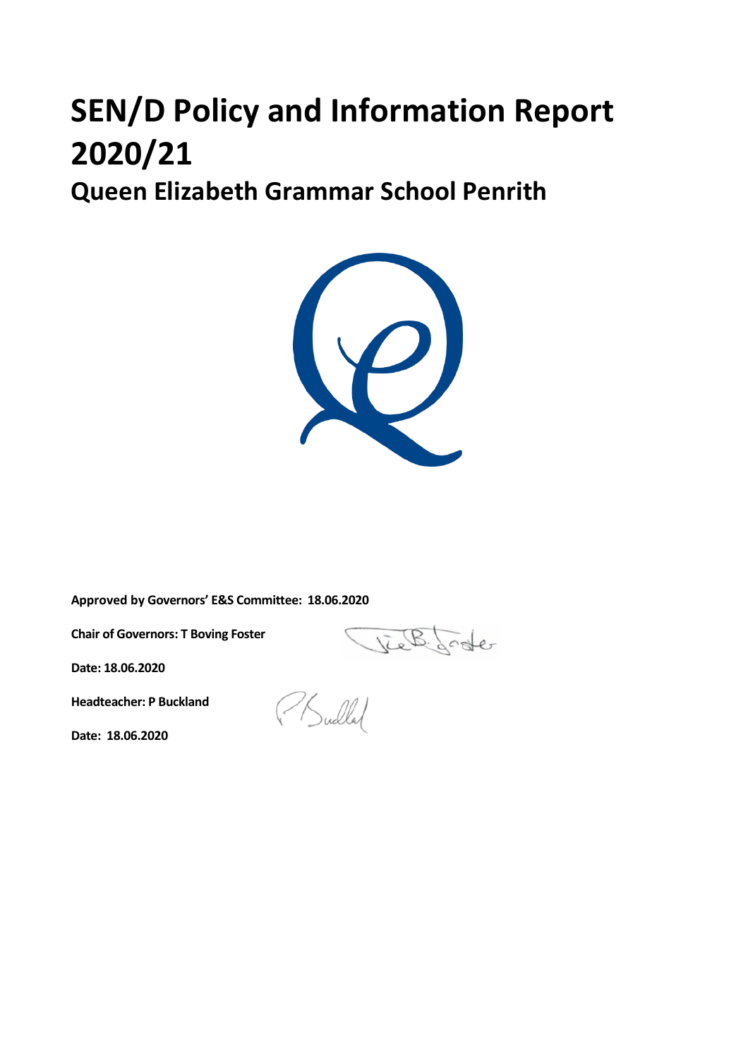# SEN/D Policy and Information Report 2020/21

## Queen Elizabeth Grammar School Penrith

**Approved by Governors' E&S Committee: 18.06.2020**

**Chair of Governors: T Boving Foster**

**Date: 18.06.2020**

**Headteacher: P Buckland**

**Date: 18.06.2020**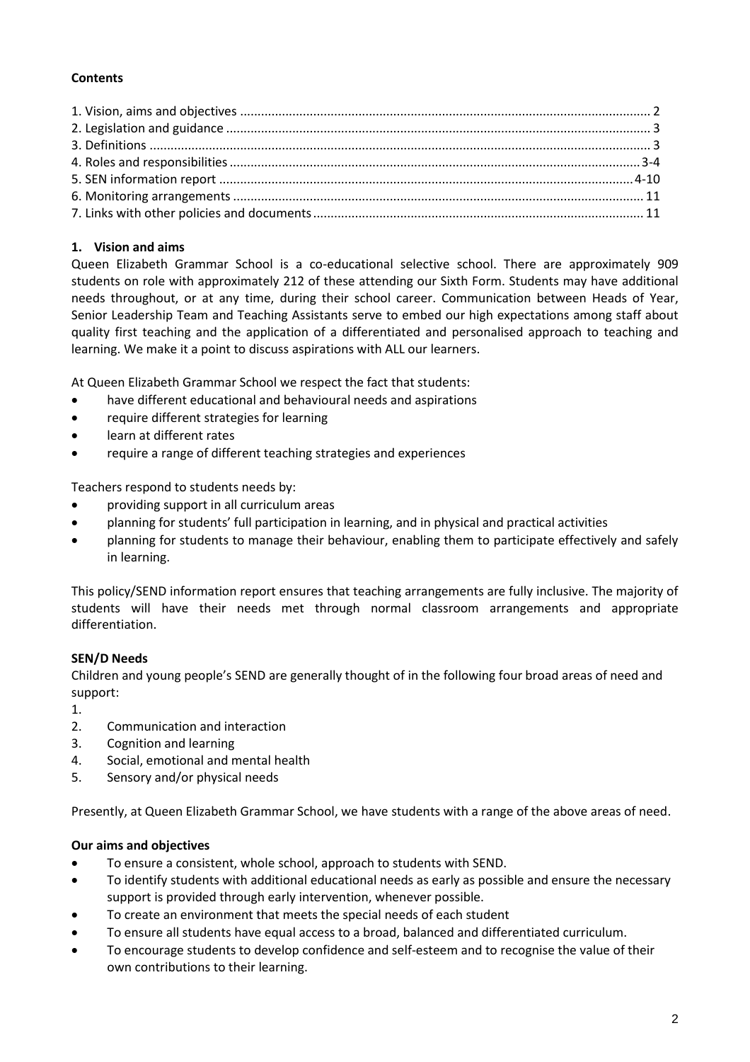**Contents**

1. Vision, aims and objectives ..................................................................................................................... 2
2. Legislation and guidance ......................................................................................................................... 3
3. Definitions .............................................................................................................................................. 3
4. Roles and responsibilities ...................................................................................................................... 3-4
5. SEN information report ....................................................................................................................... 4-10
6. Monitoring arrangements ..................................................................................................................... 11
7. Links with other policies and documents .............................................................................................. 11

## 1. Vision and aims

Queen Elizabeth Grammar School is a co-educational selective school. There are approximately 909 students on role with approximately 212 of these attending our Sixth Form. Students may have additional needs throughout, or at any time, during their school career. Communication between Heads of Year, Senior Leadership Team and Teaching Assistants serve to embed our high expectations among staff about quality first teaching and the application of a differentiated and personalised approach to teaching and learning. We make it a point to discuss aspirations with ALL our learners.

At Queen Elizabeth Grammar School we respect the fact that students:

- have different educational and behavioural needs and aspirations
- require different strategies for learning
- learn at different rates
- require a range of different teaching strategies and experiences

Teachers respond to students needs by:

- providing support in all curriculum areas
- planning for students' full participation in learning, and in physical and practical activities
- planning for students to manage their behaviour, enabling them to participate effectively and safely in learning.

This policy/SEND information report ensures that teaching arrangements are fully inclusive. The majority of students will have their needs met through normal classroom arrangements and appropriate differentiation.

**SEN/D Needs**

Children and young people's SEND are generally thought of in the following four broad areas of need and support:

1.
2. Communication and interaction
3. Cognition and learning
4. Social, emotional and mental health
5. Sensory and/or physical needs

Presently, at Queen Elizabeth Grammar School, we have students with a range of the above areas of need.

**Our aims and objectives**

- To ensure a consistent, whole school, approach to students with SEND.
- To identify students with additional educational needs as early as possible and ensure the necessary support is provided through early intervention, whenever possible.
- To create an environment that meets the special needs of each student
- To ensure all students have equal access to a broad, balanced and differentiated curriculum.
- To encourage students to develop confidence and self-esteem and to recognise the value of their own contributions to their learning.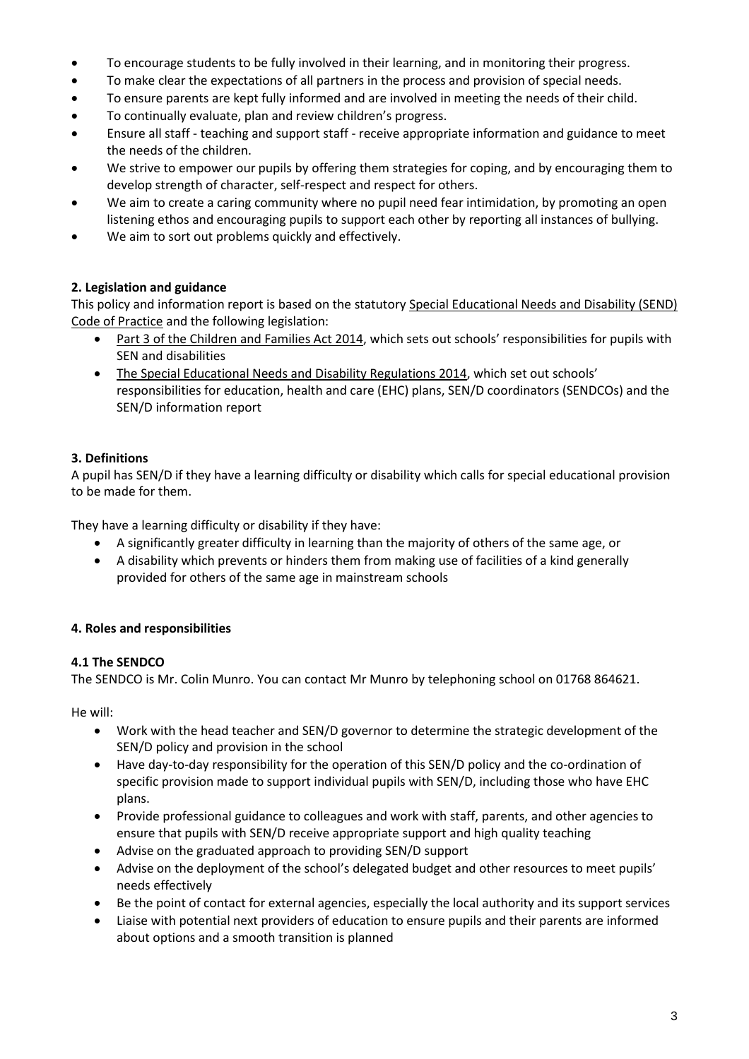- To encourage students to be fully involved in their learning, and in monitoring their progress.
- To make clear the expectations of all partners in the process and provision of special needs.
- To ensure parents are kept fully informed and are involved in meeting the needs of their child.
- To continually evaluate, plan and review children's progress.
- Ensure all staff - teaching and support staff - receive appropriate information and guidance to meet the needs of the children.
- We strive to empower our pupils by offering them strategies for coping, and by encouraging them to develop strength of character, self-respect and respect for others.
- We aim to create a caring community where no pupil need fear intimidation, by promoting an open listening ethos and encouraging pupils to support each other by reporting all instances of bullying.
- We aim to sort out problems quickly and effectively.

### 2. Legislation and guidance

This policy and information report is based on the statutory Special Educational Needs and Disability (SEND) Code of Practice and the following legislation:

- Part 3 of the Children and Families Act 2014, which sets out schools' responsibilities for pupils with SEN and disabilities
- The Special Educational Needs and Disability Regulations 2014, which set out schools' responsibilities for education, health and care (EHC) plans, SEN/D coordinators (SENDCOs) and the SEN/D information report

### 3. Definitions

A pupil has SEN/D if they have a learning difficulty or disability which calls for special educational provision to be made for them.

They have a learning difficulty or disability if they have:

- A significantly greater difficulty in learning than the majority of others of the same age, or
- A disability which prevents or hinders them from making use of facilities of a kind generally provided for others of the same age in mainstream schools

### 4. Roles and responsibilities

#### 4.1 The SENDCO

The SENDCO is Mr. Colin Munro. You can contact Mr Munro by telephoning school on 01768 864621.

He will:

- Work with the head teacher and SEN/D governor to determine the strategic development of the SEN/D policy and provision in the school
- Have day-to-day responsibility for the operation of this SEN/D policy and the co-ordination of specific provision made to support individual pupils with SEN/D, including those who have EHC plans.
- Provide professional guidance to colleagues and work with staff, parents, and other agencies to ensure that pupils with SEN/D receive appropriate support and high quality teaching
- Advise on the graduated approach to providing SEN/D support
- Advise on the deployment of the school's delegated budget and other resources to meet pupils' needs effectively
- Be the point of contact for external agencies, especially the local authority and its support services
- Liaise with potential next providers of education to ensure pupils and their parents are informed about options and a smooth transition is planned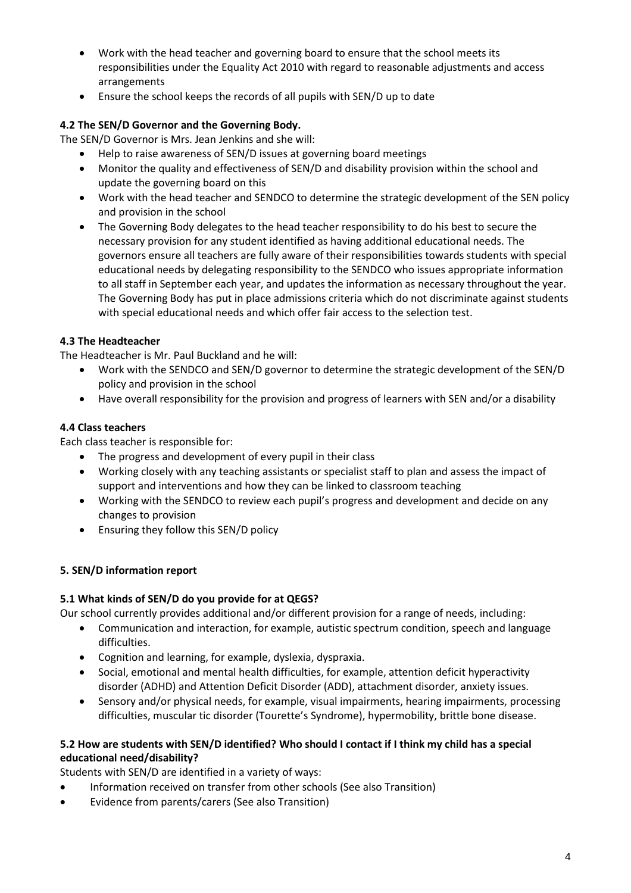- Work with the head teacher and governing board to ensure that the school meets its responsibilities under the Equality Act 2010 with regard to reasonable adjustments and access arrangements
- Ensure the school keeps the records of all pupils with SEN/D up to date

### 4.2 The SEN/D Governor and the Governing Body.

The SEN/D Governor is Mrs. Jean Jenkins and she will:

- Help to raise awareness of SEN/D issues at governing board meetings
- Monitor the quality and effectiveness of SEN/D and disability provision within the school and update the governing board on this
- Work with the head teacher and SENDCO to determine the strategic development of the SEN policy and provision in the school
- The Governing Body delegates to the head teacher responsibility to do his best to secure the necessary provision for any student identified as having additional educational needs. The governors ensure all teachers are fully aware of their responsibilities towards students with special educational needs by delegating responsibility to the SENDCO who issues appropriate information to all staff in September each year, and updates the information as necessary throughout the year. The Governing Body has put in place admissions criteria which do not discriminate against students with special educational needs and which offer fair access to the selection test.

### 4.3 The Headteacher

The Headteacher is Mr. Paul Buckland and he will:

- Work with the SENDCO and SEN/D governor to determine the strategic development of the SEN/D policy and provision in the school
- Have overall responsibility for the provision and progress of learners with SEN and/or a disability

### 4.4 Class teachers

Each class teacher is responsible for:

- The progress and development of every pupil in their class
- Working closely with any teaching assistants or specialist staff to plan and assess the impact of support and interventions and how they can be linked to classroom teaching
- Working with the SENDCO to review each pupil's progress and development and decide on any changes to provision
- Ensuring they follow this SEN/D policy

## 5. SEN/D information report

### 5.1 What kinds of SEN/D do you provide for at QEGS?

Our school currently provides additional and/or different provision for a range of needs, including:

- Communication and interaction, for example, autistic spectrum condition, speech and language difficulties.
- Cognition and learning, for example, dyslexia, dyspraxia.
- Social, emotional and mental health difficulties, for example, attention deficit hyperactivity disorder (ADHD) and Attention Deficit Disorder (ADD), attachment disorder, anxiety issues.
- Sensory and/or physical needs, for example, visual impairments, hearing impairments, processing difficulties, muscular tic disorder (Tourette's Syndrome), hypermobility, brittle bone disease.

### 5.2 How are students with SEN/D identified? Who should I contact if I think my child has a special educational need/disability?

Students with SEN/D are identified in a variety of ways:

- Information received on transfer from other schools (See also Transition)
- Evidence from parents/carers (See also Transition)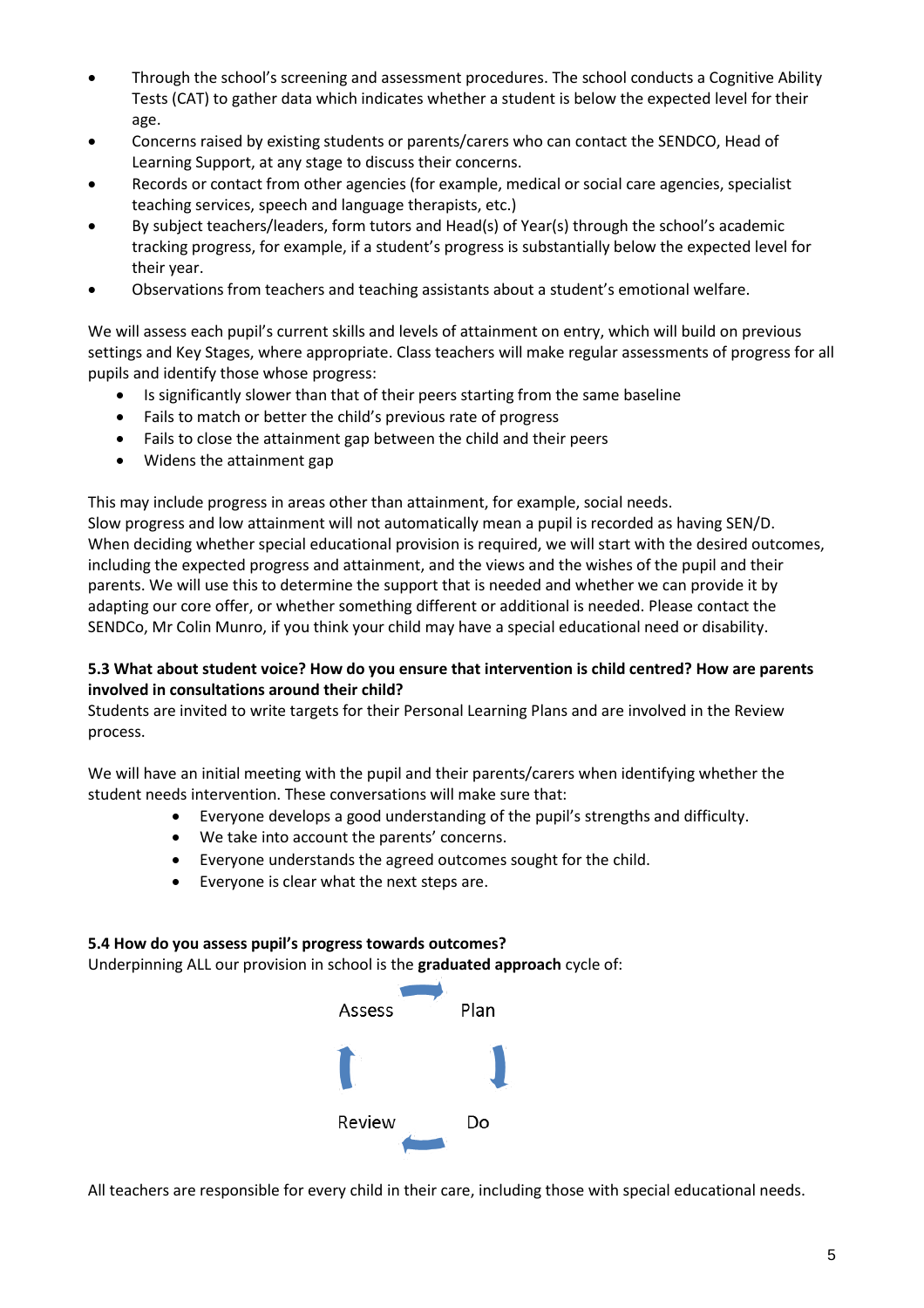- Through the school's screening and assessment procedures. The school conducts a Cognitive Ability Tests (CAT) to gather data which indicates whether a student is below the expected level for their age.
- Concerns raised by existing students or parents/carers who can contact the SENDCO, Head of Learning Support, at any stage to discuss their concerns.
- Records or contact from other agencies (for example, medical or social care agencies, specialist teaching services, speech and language therapists, etc.)
- By subject teachers/leaders, form tutors and Head(s) of Year(s) through the school's academic tracking progress, for example, if a student's progress is substantially below the expected level for their year.
- Observations from teachers and teaching assistants about a student's emotional welfare.

We will assess each pupil's current skills and levels of attainment on entry, which will build on previous settings and Key Stages, where appropriate. Class teachers will make regular assessments of progress for all pupils and identify those whose progress:

- Is significantly slower than that of their peers starting from the same baseline
- Fails to match or better the child's previous rate of progress
- Fails to close the attainment gap between the child and their peers
- Widens the attainment gap

This may include progress in areas other than attainment, for example, social needs.
Slow progress and low attainment will not automatically mean a pupil is recorded as having SEN/D. When deciding whether special educational provision is required, we will start with the desired outcomes, including the expected progress and attainment, and the views and the wishes of the pupil and their parents. We will use this to determine the support that is needed and whether we can provide it by adapting our core offer, or whether something different or additional is needed. Please contact the SENDCo, Mr Colin Munro, if you think your child may have a special educational need or disability.

**5.3 What about student voice? How do you ensure that intervention is child centred? How are parents involved in consultations around their child?**

Students are invited to write targets for their Personal Learning Plans and are involved in the Review process.

We will have an initial meeting with the pupil and their parents/carers when identifying whether the student needs intervention. These conversations will make sure that:

- Everyone develops a good understanding of the pupil's strengths and difficulty.
- We take into account the parents' concerns.
- Everyone understands the agreed outcomes sought for the child.
- Everyone is clear what the next steps are.

**5.4 How do you assess pupil's progress towards outcomes?**

Underpinning ALL our provision in school is the **graduated approach** cycle of:

Assess → Plan → Do → Review

All teachers are responsible for every child in their care, including those with special educational needs.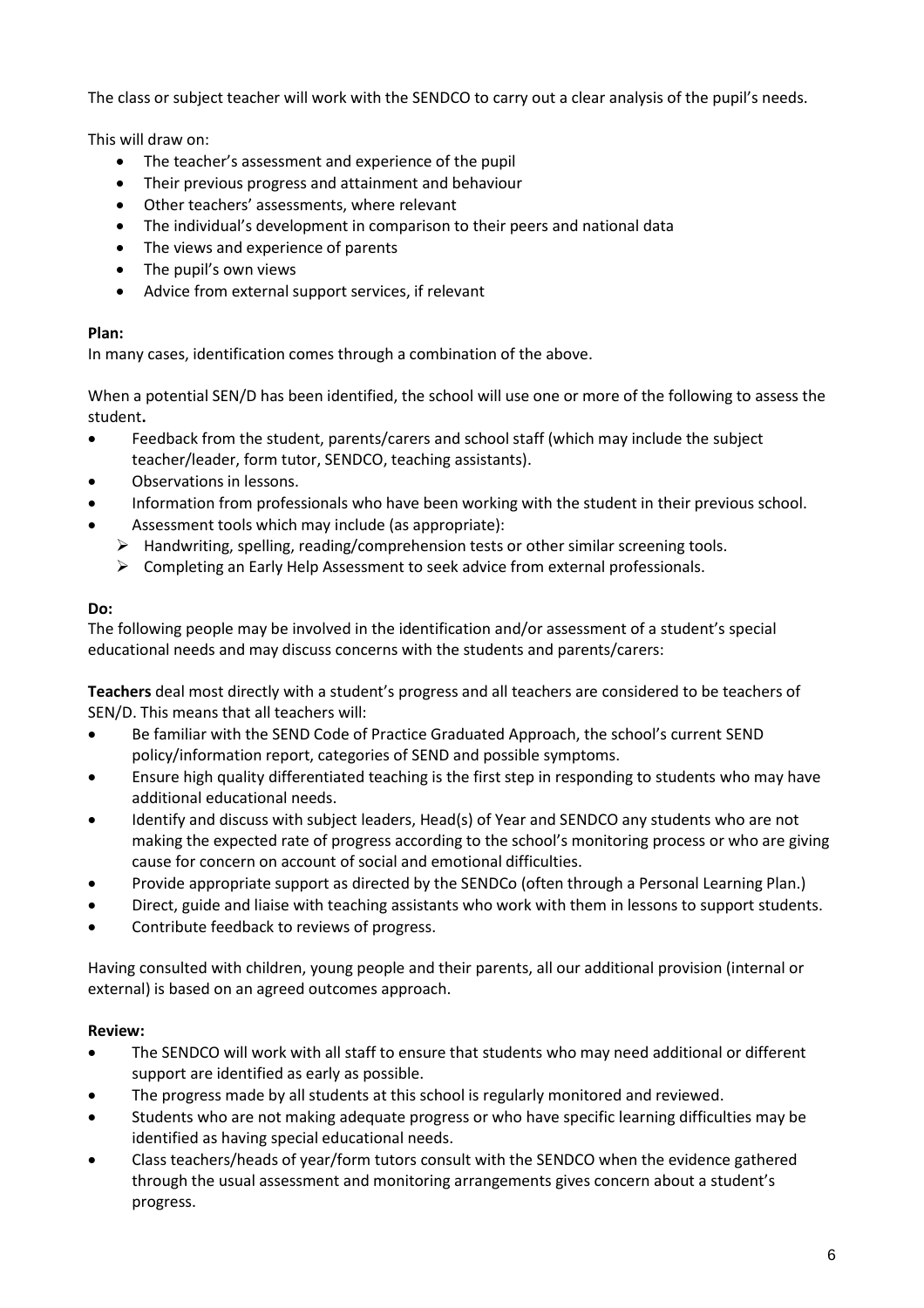The class or subject teacher will work with the SENDCO to carry out a clear analysis of the pupil's needs.

This will draw on:

- The teacher's assessment and experience of the pupil
- Their previous progress and attainment and behaviour
- Other teachers' assessments, where relevant
- The individual's development in comparison to their peers and national data
- The views and experience of parents
- The pupil's own views
- Advice from external support services, if relevant

**Plan:**
In many cases, identification comes through a combination of the above.

When a potential SEN/D has been identified, the school will use one or more of the following to assess the student**.**

- Feedback from the student, parents/carers and school staff (which may include the subject teacher/leader, form tutor, SENDCO, teaching assistants).
- Observations in lessons.
- Information from professionals who have been working with the student in their previous school.
- Assessment tools which may include (as appropriate):
  - Handwriting, spelling, reading/comprehension tests or other similar screening tools.
  - Completing an Early Help Assessment to seek advice from external professionals.

**Do:**
The following people may be involved in the identification and/or assessment of a student's special educational needs and may discuss concerns with the students and parents/carers:

**Teachers** deal most directly with a student's progress and all teachers are considered to be teachers of SEN/D. This means that all teachers will:

- Be familiar with the SEND Code of Practice Graduated Approach, the school's current SEND policy/information report, categories of SEND and possible symptoms.
- Ensure high quality differentiated teaching is the first step in responding to students who may have additional educational needs.
- Identify and discuss with subject leaders, Head(s) of Year and SENDCO any students who are not making the expected rate of progress according to the school's monitoring process or who are giving cause for concern on account of social and emotional difficulties.
- Provide appropriate support as directed by the SENDCo (often through a Personal Learning Plan.)
- Direct, guide and liaise with teaching assistants who work with them in lessons to support students.
- Contribute feedback to reviews of progress.

Having consulted with children, young people and their parents, all our additional provision (internal or external) is based on an agreed outcomes approach.

**Review:**

- The SENDCO will work with all staff to ensure that students who may need additional or different support are identified as early as possible.
- The progress made by all students at this school is regularly monitored and reviewed.
- Students who are not making adequate progress or who have specific learning difficulties may be identified as having special educational needs.
- Class teachers/heads of year/form tutors consult with the SENDCO when the evidence gathered through the usual assessment and monitoring arrangements gives concern about a student's progress.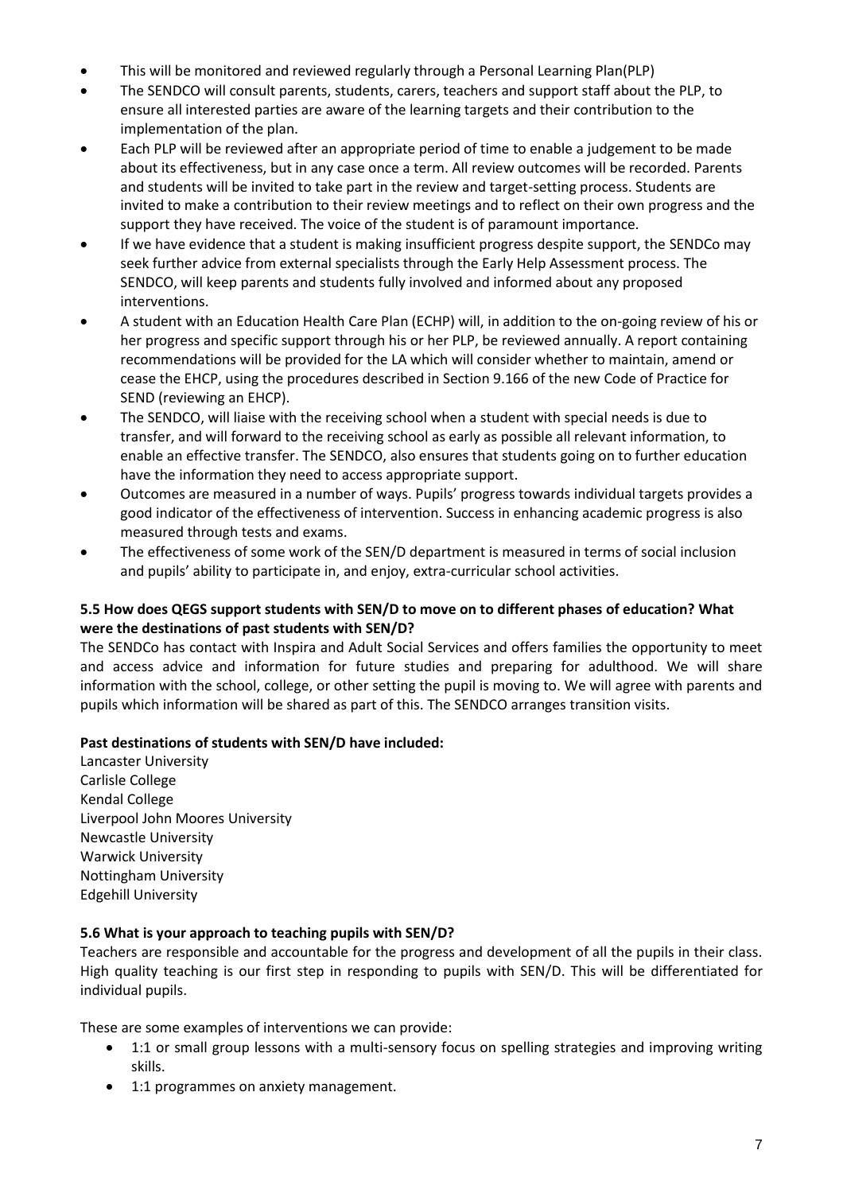- This will be monitored and reviewed regularly through a Personal Learning Plan(PLP)
- The SENDCO will consult parents, students, carers, teachers and support staff about the PLP, to ensure all interested parties are aware of the learning targets and their contribution to the implementation of the plan.
- Each PLP will be reviewed after an appropriate period of time to enable a judgement to be made about its effectiveness, but in any case once a term. All review outcomes will be recorded. Parents and students will be invited to take part in the review and target-setting process. Students are invited to make a contribution to their review meetings and to reflect on their own progress and the support they have received. The voice of the student is of paramount importance.
- If we have evidence that a student is making insufficient progress despite support, the SENDCo may seek further advice from external specialists through the Early Help Assessment process. The SENDCO, will keep parents and students fully involved and informed about any proposed interventions.
- A student with an Education Health Care Plan (ECHP) will, in addition to the on-going review of his or her progress and specific support through his or her PLP, be reviewed annually. A report containing recommendations will be provided for the LA which will consider whether to maintain, amend or cease the EHCP, using the procedures described in Section 9.166 of the new Code of Practice for SEND (reviewing an EHCP).
- The SENDCO, will liaise with the receiving school when a student with special needs is due to transfer, and will forward to the receiving school as early as possible all relevant information, to enable an effective transfer. The SENDCO, also ensures that students going on to further education have the information they need to access appropriate support.
- Outcomes are measured in a number of ways. Pupils' progress towards individual targets provides a good indicator of the effectiveness of intervention. Success in enhancing academic progress is also measured through tests and exams.
- The effectiveness of some work of the SEN/D department is measured in terms of social inclusion and pupils' ability to participate in, and enjoy, extra-curricular school activities.

**5.5 How does QEGS support students with SEN/D to move on to different phases of education? What were the destinations of past students with SEN/D?**

The SENDCo has contact with Inspira and Adult Social Services and offers families the opportunity to meet and access advice and information for future studies and preparing for adulthood. We will share information with the school, college, or other setting the pupil is moving to. We will agree with parents and pupils which information will be shared as part of this. The SENDCO arranges transition visits.

**Past destinations of students with SEN/D have included:**

Lancaster University
Carlisle College
Kendal College
Liverpool John Moores University
Newcastle University
Warwick University
Nottingham University
Edgehill University

**5.6 What is your approach to teaching pupils with SEN/D?**

Teachers are responsible and accountable for the progress and development of all the pupils in their class. High quality teaching is our first step in responding to pupils with SEN/D. This will be differentiated for individual pupils.

These are some examples of interventions we can provide:

- 1:1 or small group lessons with a multi-sensory focus on spelling strategies and improving writing skills.
- 1:1 programmes on anxiety management.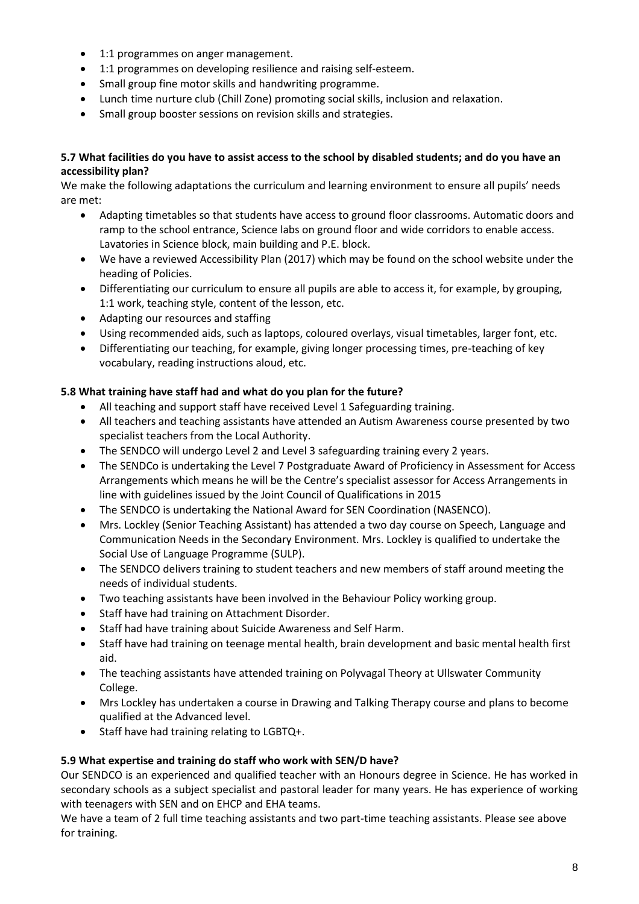- 1:1 programmes on anger management.
- 1:1 programmes on developing resilience and raising self-esteem.
- Small group fine motor skills and handwriting programme.
- Lunch time nurture club (Chill Zone) promoting social skills, inclusion and relaxation.
- Small group booster sessions on revision skills and strategies.

**5.7 What facilities do you have to assist access to the school by disabled students; and do you have an accessibility plan?**

We make the following adaptations the curriculum and learning environment to ensure all pupils' needs are met:

- Adapting timetables so that students have access to ground floor classrooms. Automatic doors and ramp to the school entrance, Science labs on ground floor and wide corridors to enable access. Lavatories in Science block, main building and P.E. block.
- We have a reviewed Accessibility Plan (2017) which may be found on the school website under the heading of Policies.
- Differentiating our curriculum to ensure all pupils are able to access it, for example, by grouping, 1:1 work, teaching style, content of the lesson, etc.
- Adapting our resources and staffing
- Using recommended aids, such as laptops, coloured overlays, visual timetables, larger font, etc.
- Differentiating our teaching, for example, giving longer processing times, pre-teaching of key vocabulary, reading instructions aloud, etc.

**5.8 What training have staff had and what do you plan for the future?**

- All teaching and support staff have received Level 1 Safeguarding training.
- All teachers and teaching assistants have attended an Autism Awareness course presented by two specialist teachers from the Local Authority.
- The SENDCO will undergo Level 2 and Level 3 safeguarding training every 2 years.
- The SENDCo is undertaking the Level 7 Postgraduate Award of Proficiency in Assessment for Access Arrangements which means he will be the Centre's specialist assessor for Access Arrangements in line with guidelines issued by the Joint Council of Qualifications in 2015
- The SENDCO is undertaking the National Award for SEN Coordination (NASENCO).
- Mrs. Lockley (Senior Teaching Assistant) has attended a two day course on Speech, Language and Communication Needs in the Secondary Environment. Mrs. Lockley is qualified to undertake the Social Use of Language Programme (SULP).
- The SENDCO delivers training to student teachers and new members of staff around meeting the needs of individual students.
- Two teaching assistants have been involved in the Behaviour Policy working group.
- Staff have had training on Attachment Disorder.
- Staff had have training about Suicide Awareness and Self Harm.
- Staff have had training on teenage mental health, brain development and basic mental health first aid.
- The teaching assistants have attended training on Polyvagal Theory at Ullswater Community College.
- Mrs Lockley has undertaken a course in Drawing and Talking Therapy course and plans to become qualified at the Advanced level.
- Staff have had training relating to LGBTQ+.

**5.9 What expertise and training do staff who work with SEN/D have?**

Our SENDCO is an experienced and qualified teacher with an Honours degree in Science. He has worked in secondary schools as a subject specialist and pastoral leader for many years. He has experience of working with teenagers with SEN and on EHCP and EHA teams.

We have a team of 2 full time teaching assistants and two part-time teaching assistants. Please see above for training.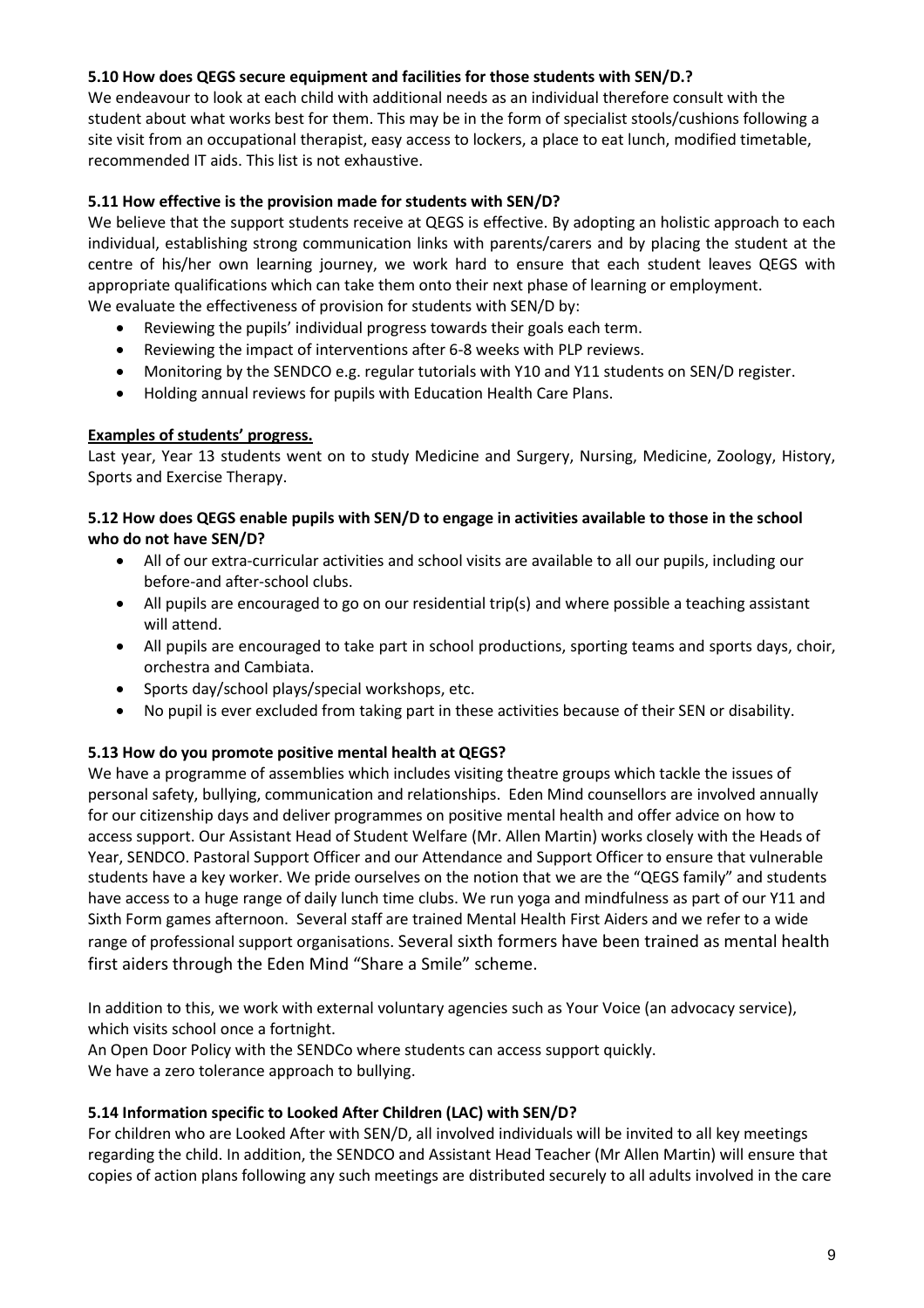**5.10 How does QEGS secure equipment and facilities for those students with SEN/D.?**

We endeavour to look at each child with additional needs as an individual therefore consult with the student about what works best for them. This may be in the form of specialist stools/cushions following a site visit from an occupational therapist, easy access to lockers, a place to eat lunch, modified timetable, recommended IT aids. This list is not exhaustive.

**5.11 How effective is the provision made for students with SEN/D?**

We believe that the support students receive at QEGS is effective. By adopting an holistic approach to each individual, establishing strong communication links with parents/carers and by placing the student at the centre of his/her own learning journey, we work hard to ensure that each student leaves QEGS with appropriate qualifications which can take them onto their next phase of learning or employment.
We evaluate the effectiveness of provision for students with SEN/D by:

- Reviewing the pupils' individual progress towards their goals each term.
- Reviewing the impact of interventions after 6-8 weeks with PLP reviews.
- Monitoring by the SENDCO e.g. regular tutorials with Y10 and Y11 students on SEN/D register.
- Holding annual reviews for pupils with Education Health Care Plans.

**Examples of students' progress.**

Last year, Year 13 students went on to study Medicine and Surgery, Nursing, Medicine, Zoology, History, Sports and Exercise Therapy.

**5.12 How does QEGS enable pupils with SEN/D to engage in activities available to those in the school who do not have SEN/D?**

- All of our extra-curricular activities and school visits are available to all our pupils, including our before-and after-school clubs.
- All pupils are encouraged to go on our residential trip(s) and where possible a teaching assistant will attend.
- All pupils are encouraged to take part in school productions, sporting teams and sports days, choir, orchestra and Cambiata.
- Sports day/school plays/special workshops, etc.
- No pupil is ever excluded from taking part in these activities because of their SEN or disability.

**5.13 How do you promote positive mental health at QEGS?**

We have a programme of assemblies which includes visiting theatre groups which tackle the issues of personal safety, bullying, communication and relationships. Eden Mind counsellors are involved annually for our citizenship days and deliver programmes on positive mental health and offer advice on how to access support. Our Assistant Head of Student Welfare (Mr. Allen Martin) works closely with the Heads of Year, SENDCO. Pastoral Support Officer and our Attendance and Support Officer to ensure that vulnerable students have a key worker. We pride ourselves on the notion that we are the "QEGS family" and students have access to a huge range of daily lunch time clubs. We run yoga and mindfulness as part of our Y11 and Sixth Form games afternoon. Several staff are trained Mental Health First Aiders and we refer to a wide range of professional support organisations. Several sixth formers have been trained as mental health first aiders through the Eden Mind "Share a Smile" scheme.

In addition to this, we work with external voluntary agencies such as Your Voice (an advocacy service), which visits school once a fortnight.
An Open Door Policy with the SENDCo where students can access support quickly.
We have a zero tolerance approach to bullying.

**5.14 Information specific to Looked After Children (LAC) with SEN/D?**

For children who are Looked After with SEN/D, all involved individuals will be invited to all key meetings regarding the child. In addition, the SENDCO and Assistant Head Teacher (Mr Allen Martin) will ensure that copies of action plans following any such meetings are distributed securely to all adults involved in the care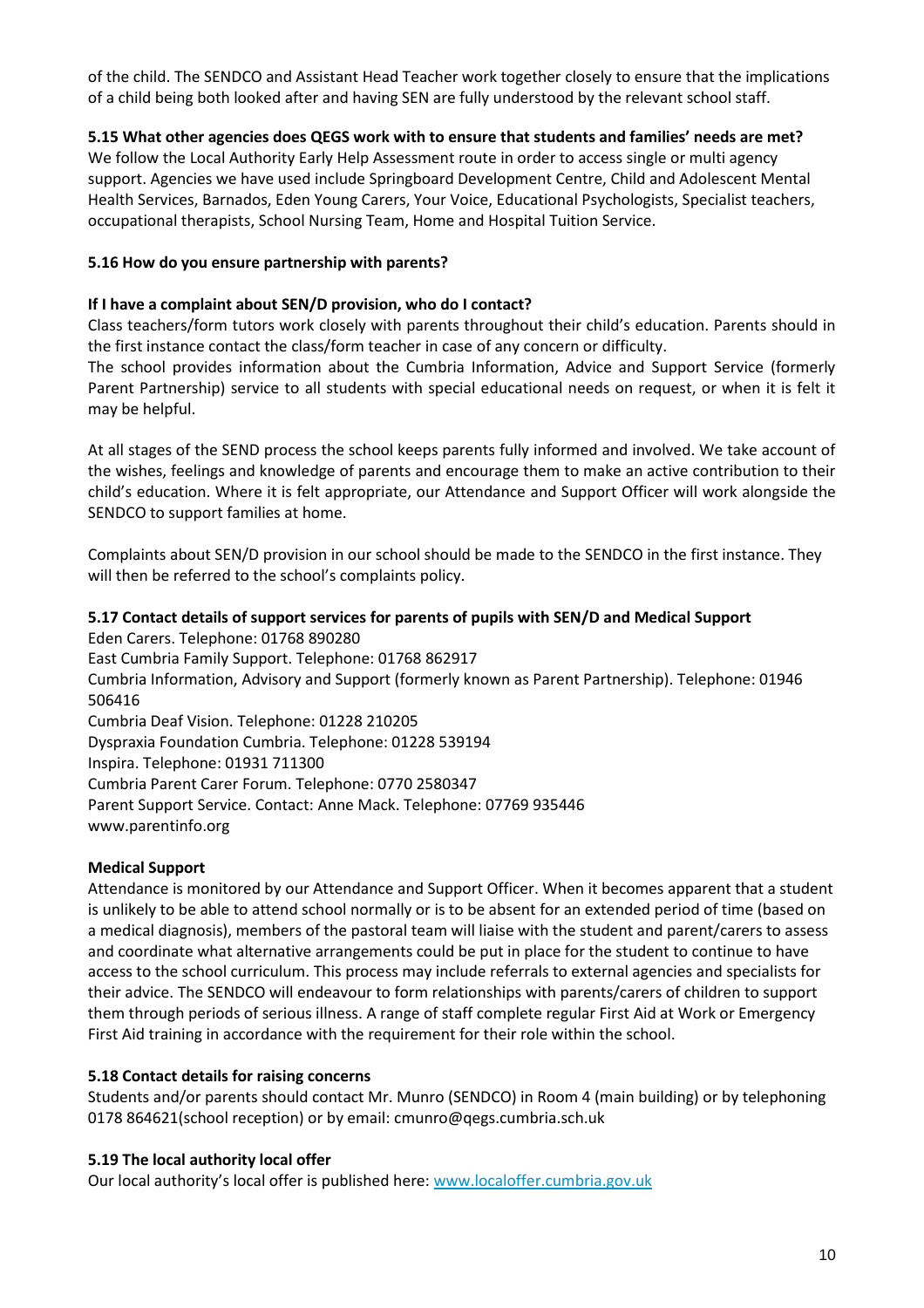of the child. The SENDCO and Assistant Head Teacher work together closely to ensure that the implications of a child being both looked after and having SEN are fully understood by the relevant school staff.

**5.15 What other agencies does QEGS work with to ensure that students and families' needs are met?**
We follow the Local Authority Early Help Assessment route in order to access single or multi agency support. Agencies we have used include Springboard Development Centre, Child and Adolescent Mental Health Services, Barnados, Eden Young Carers, Your Voice, Educational Psychologists, Specialist teachers, occupational therapists, School Nursing Team, Home and Hospital Tuition Service.

**5.16 How do you ensure partnership with parents?**

**If I have a complaint about SEN/D provision, who do I contact?**
Class teachers/form tutors work closely with parents throughout their child's education. Parents should in the first instance contact the class/form teacher in case of any concern or difficulty.
The school provides information about the Cumbria Information, Advice and Support Service (formerly Parent Partnership) service to all students with special educational needs on request, or when it is felt it may be helpful.

At all stages of the SEND process the school keeps parents fully informed and involved. We take account of the wishes, feelings and knowledge of parents and encourage them to make an active contribution to their child's education. Where it is felt appropriate, our Attendance and Support Officer will work alongside the SENDCO to support families at home.

Complaints about SEN/D provision in our school should be made to the SENDCO in the first instance. They will then be referred to the school's complaints policy.

**5.17 Contact details of support services for parents of pupils with SEN/D and Medical Support**
Eden Carers. Telephone: 01768 890280
East Cumbria Family Support. Telephone: 01768 862917
Cumbria Information, Advisory and Support (formerly known as Parent Partnership). Telephone: 01946 506416
Cumbria Deaf Vision. Telephone: 01228 210205
Dyspraxia Foundation Cumbria. Telephone: 01228 539194
Inspira. Telephone: 01931 711300
Cumbria Parent Carer Forum. Telephone: 0770 2580347
Parent Support Service. Contact: Anne Mack. Telephone: 07769 935446
www.parentinfo.org

**Medical Support**
Attendance is monitored by our Attendance and Support Officer. When it becomes apparent that a student is unlikely to be able to attend school normally or is to be absent for an extended period of time (based on a medical diagnosis), members of the pastoral team will liaise with the student and parent/carers to assess and coordinate what alternative arrangements could be put in place for the student to continue to have access to the school curriculum. This process may include referrals to external agencies and specialists for their advice. The SENDCO will endeavour to form relationships with parents/carers of children to support them through periods of serious illness. A range of staff complete regular First Aid at Work or Emergency First Aid training in accordance with the requirement for their role within the school.

**5.18 Contact details for raising concerns**
Students and/or parents should contact Mr. Munro (SENDCO) in Room 4 (main building) or by telephoning 0178 864621(school reception) or by email: cmunro@qegs.cumbria.sch.uk

**5.19 The local authority local offer**
Our local authority's local offer is published here: [www.localoffer.cumbria.gov.uk](www.localoffer.cumbria.gov.uk)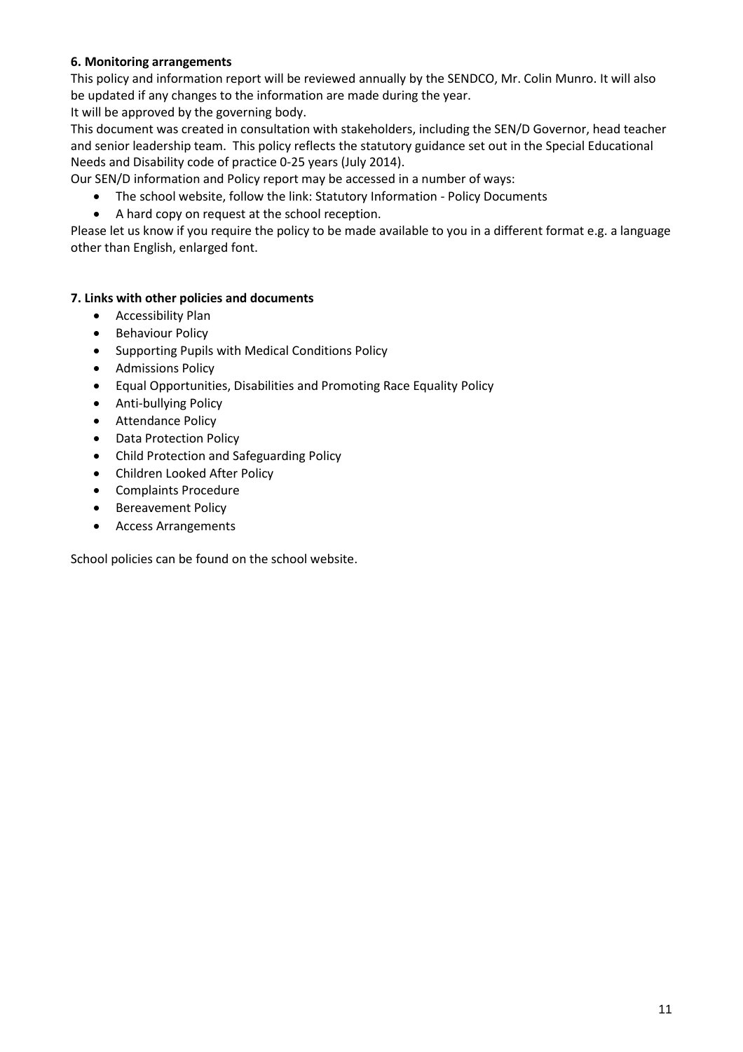**6. Monitoring arrangements**

This policy and information report will be reviewed annually by the SENDCO, Mr. Colin Munro. It will also be updated if any changes to the information are made during the year.

It will be approved by the governing body.

This document was created in consultation with stakeholders, including the SEN/D Governor, head teacher and senior leadership team. This policy reflects the statutory guidance set out in the Special Educational Needs and Disability code of practice 0-25 years (July 2014).

Our SEN/D information and Policy report may be accessed in a number of ways:

- The school website, follow the link: Statutory Information - Policy Documents
- A hard copy on request at the school reception.

Please let us know if you require the policy to be made available to you in a different format e.g. a language other than English, enlarged font.

**7. Links with other policies and documents**

- Accessibility Plan
- Behaviour Policy
- Supporting Pupils with Medical Conditions Policy
- Admissions Policy
- Equal Opportunities, Disabilities and Promoting Race Equality Policy
- Anti-bullying Policy
- Attendance Policy
- Data Protection Policy
- Child Protection and Safeguarding Policy
- Children Looked After Policy
- Complaints Procedure
- Bereavement Policy
- Access Arrangements

School policies can be found on the school website.